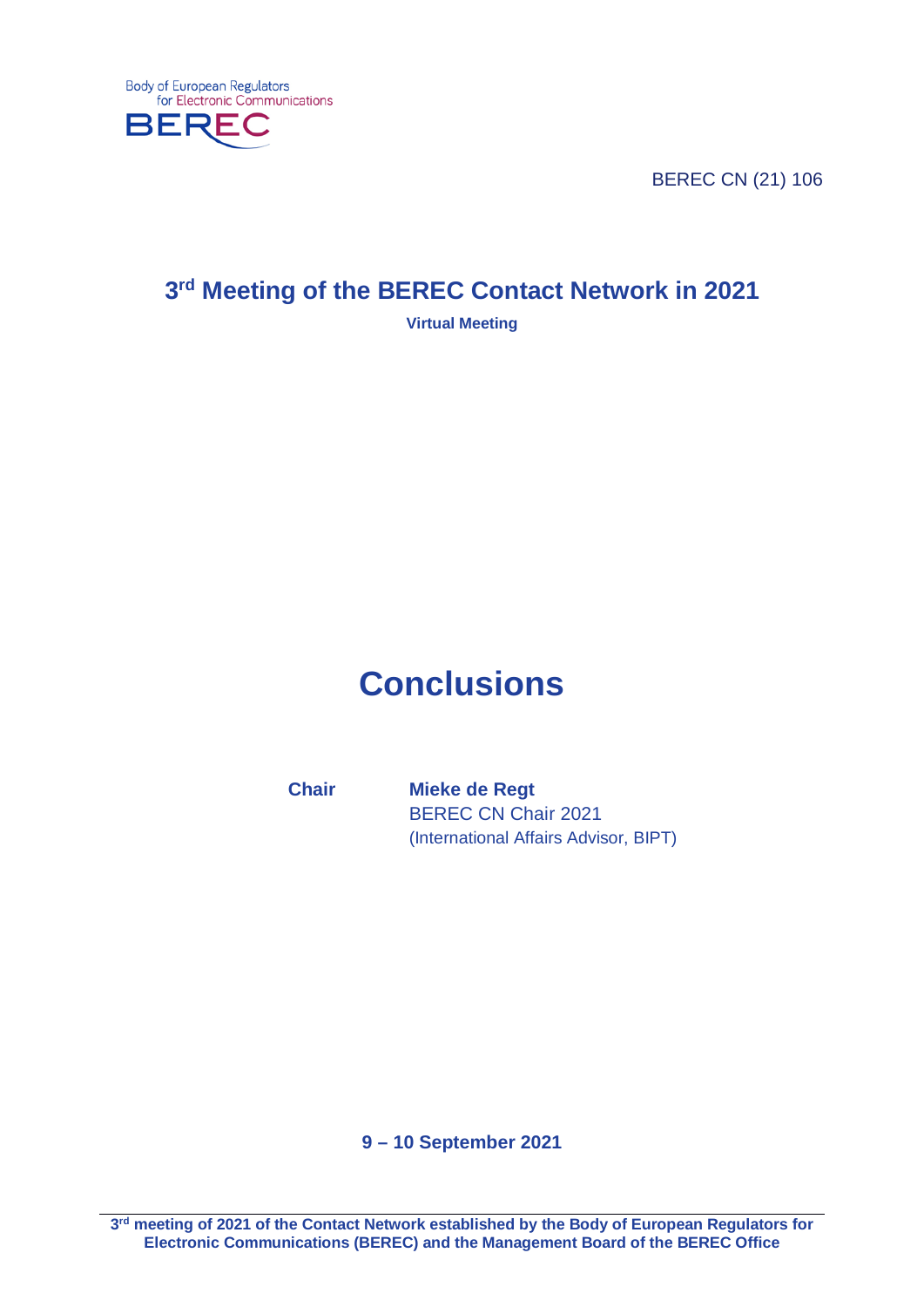Body of European Regulators for Electronic Communications

BEREC

BEREC CN (21) 106

# 3rd Meeting of the BEREC Contact Network in 2021

**Virtual Meeting**

# Conclusions

**Chair** **Mieke de Regt**
BEREC CN Chair 2021
(International Affairs Advisor, BIPT)

**9 – 10 September 2021**

**3rd meeting of 2021 of the Contact Network established by the Body of European Regulators for Electronic Communications (BEREC) and the Management Board of the BEREC Office**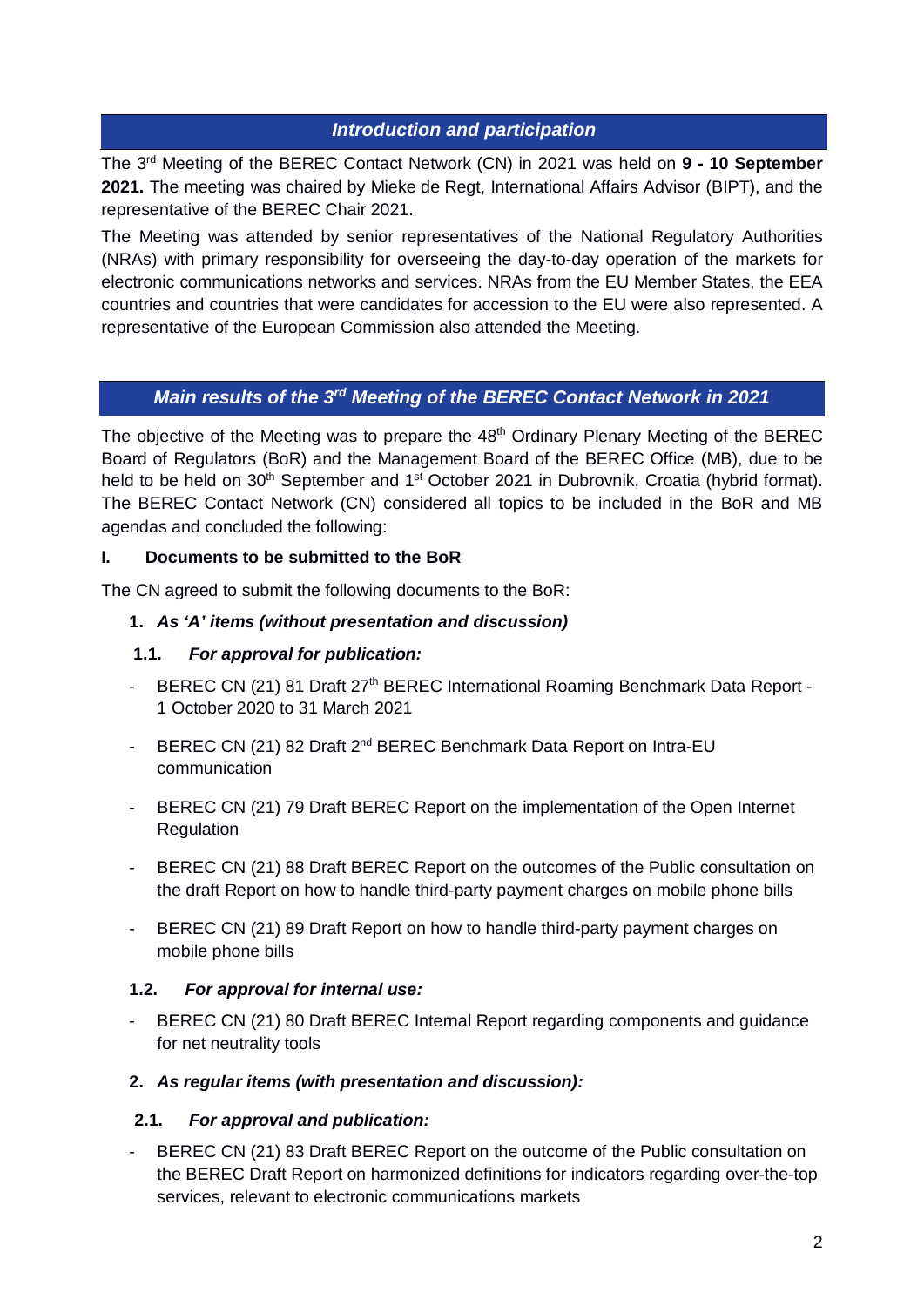## *Introduction and participation*

The 3rd Meeting of the BEREC Contact Network (CN) in 2021 was held on **9 - 10 September 2021.** The meeting was chaired by Mieke de Regt, International Affairs Advisor (BIPT), and the representative of the BEREC Chair 2021.

The Meeting was attended by senior representatives of the National Regulatory Authorities (NRAs) with primary responsibility for overseeing the day-to-day operation of the markets for electronic communications networks and services. NRAs from the EU Member States, the EEA countries and countries that were candidates for accession to the EU were also represented. A representative of the European Commission also attended the Meeting.

## *Main results of the 3rd Meeting of the BEREC Contact Network in 2021*

The objective of the Meeting was to prepare the 48th Ordinary Plenary Meeting of the BEREC Board of Regulators (BoR) and the Management Board of the BEREC Office (MB), due to be held to be held on 30th September and 1st October 2021 in Dubrovnik, Croatia (hybrid format). The BEREC Contact Network (CN) considered all topics to be included in the BoR and MB agendas and concluded the following:

### I. Documents to be submitted to the BoR

The CN agreed to submit the following documents to the BoR:

#### 1. *As 'A' items (without presentation and discussion)*

##### 1.1. *For approval for publication:*

- BEREC CN (21) 81 Draft 27th BEREC International Roaming Benchmark Data Report - 1 October 2020 to 31 March 2021
- BEREC CN (21) 82 Draft 2nd BEREC Benchmark Data Report on Intra-EU communication
- BEREC CN (21) 79 Draft BEREC Report on the implementation of the Open Internet Regulation
- BEREC CN (21) 88 Draft BEREC Report on the outcomes of the Public consultation on the draft Report on how to handle third-party payment charges on mobile phone bills
- BEREC CN (21) 89 Draft Report on how to handle third-party payment charges on mobile phone bills

##### 1.2. *For approval for internal use:*

- BEREC CN (21) 80 Draft BEREC Internal Report regarding components and guidance for net neutrality tools

#### 2. *As regular items (with presentation and discussion):*

##### 2.1. *For approval and publication:*

- BEREC CN (21) 83 Draft BEREC Report on the outcome of the Public consultation on the BEREC Draft Report on harmonized definitions for indicators regarding over-the-top services, relevant to electronic communications markets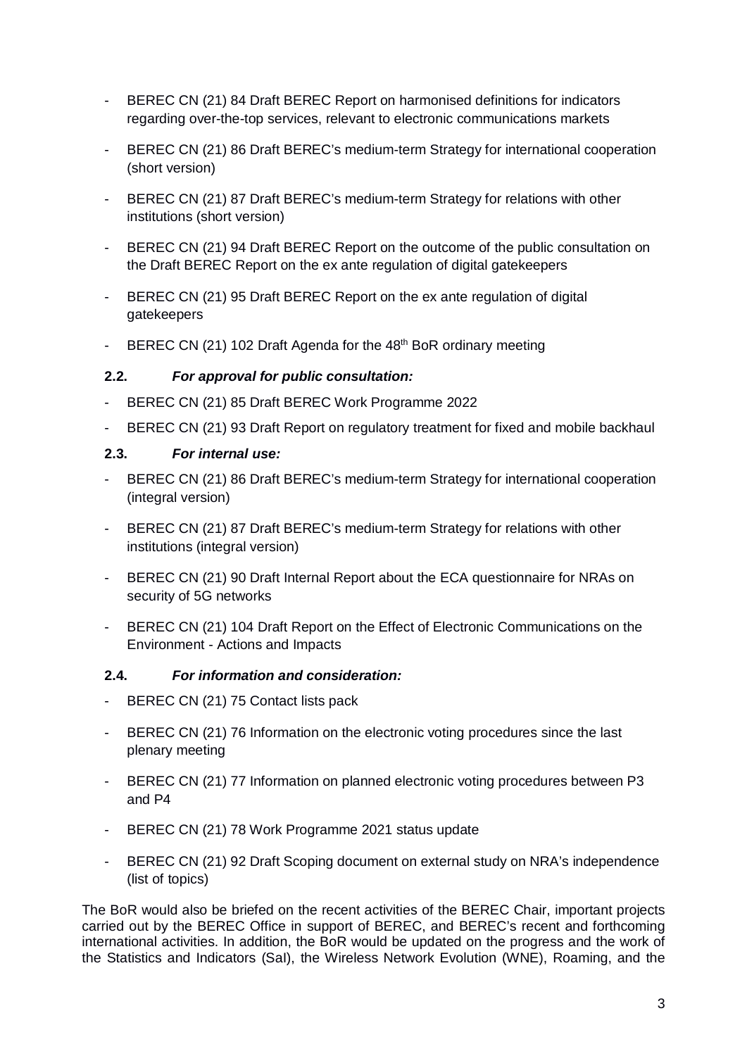- BEREC CN (21) 84 Draft BEREC Report on harmonised definitions for indicators regarding over-the-top services, relevant to electronic communications markets
- BEREC CN (21) 86 Draft BEREC's medium-term Strategy for international cooperation (short version)
- BEREC CN (21) 87 Draft BEREC's medium-term Strategy for relations with other institutions (short version)
- BEREC CN (21) 94 Draft BEREC Report on the outcome of the public consultation on the Draft BEREC Report on the ex ante regulation of digital gatekeepers
- BEREC CN (21) 95 Draft BEREC Report on the ex ante regulation of digital gatekeepers
- BEREC CN (21) 102 Draft Agenda for the 48th BoR ordinary meeting

### 2.2. *For approval for public consultation:*

- BEREC CN (21) 85 Draft BEREC Work Programme 2022
- BEREC CN (21) 93 Draft Report on regulatory treatment for fixed and mobile backhaul

### 2.3. *For internal use:*

- BEREC CN (21) 86 Draft BEREC's medium-term Strategy for international cooperation (integral version)
- BEREC CN (21) 87 Draft BEREC's medium-term Strategy for relations with other institutions (integral version)
- BEREC CN (21) 90 Draft Internal Report about the ECA questionnaire for NRAs on security of 5G networks
- BEREC CN (21) 104 Draft Report on the Effect of Electronic Communications on the Environment - Actions and Impacts

### 2.4. *For information and consideration:*

- BEREC CN (21) 75 Contact lists pack
- BEREC CN (21) 76 Information on the electronic voting procedures since the last plenary meeting
- BEREC CN (21) 77 Information on planned electronic voting procedures between P3 and P4
- BEREC CN (21) 78 Work Programme 2021 status update
- BEREC CN (21) 92 Draft Scoping document on external study on NRA's independence (list of topics)

The BoR would also be briefed on the recent activities of the BEREC Chair, important projects carried out by the BEREC Office in support of BEREC, and BEREC's recent and forthcoming international activities. In addition, the BoR would be updated on the progress and the work of the Statistics and Indicators (SaI), the Wireless Network Evolution (WNE), Roaming, and the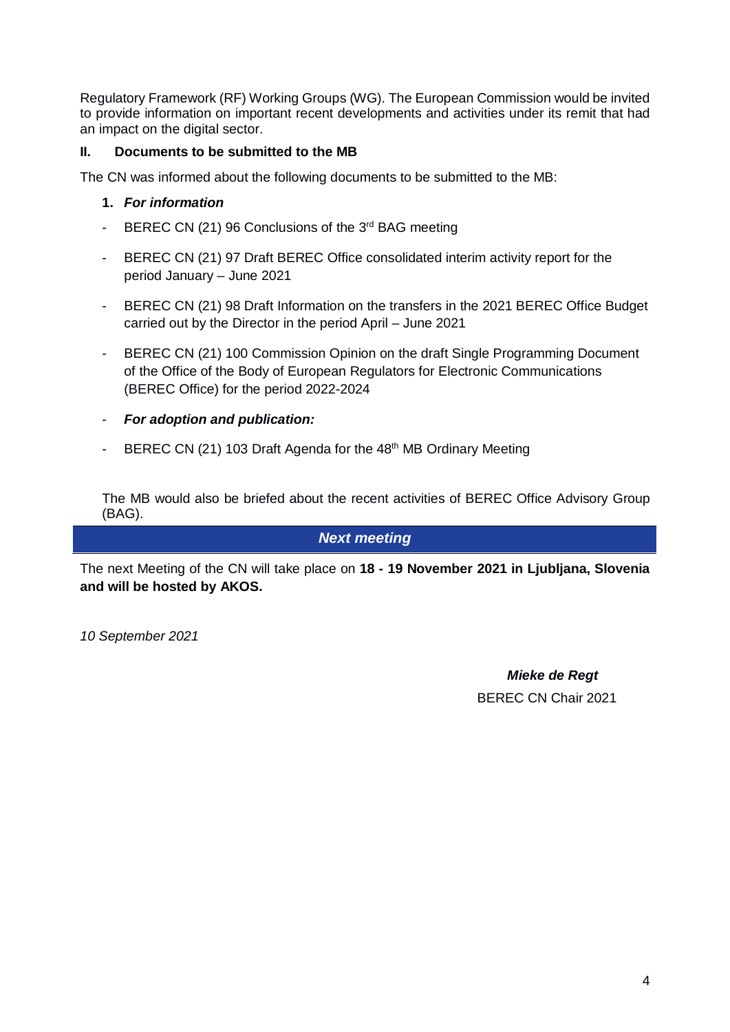Regulatory Framework (RF) Working Groups (WG). The European Commission would be invited to provide information on important recent developments and activities under its remit that had an impact on the digital sector.

## II. Documents to be submitted to the MB

The CN was informed about the following documents to be submitted to the MB:

1. ***For information***

- BEREC CN (21) 96 Conclusions of the 3rd BAG meeting
- BEREC CN (21) 97 Draft BEREC Office consolidated interim activity report for the period January – June 2021
- BEREC CN (21) 98 Draft Information on the transfers in the 2021 BEREC Office Budget carried out by the Director in the period April – June 2021
- BEREC CN (21) 100 Commission Opinion on the draft Single Programming Document of the Office of the Body of European Regulators for Electronic Communications (BEREC Office) for the period 2022-2024
- ***For adoption and publication:***
- BEREC CN (21) 103 Draft Agenda for the 48th MB Ordinary Meeting

The MB would also be briefed about the recent activities of BEREC Office Advisory Group (BAG).

## *Next meeting*

The next Meeting of the CN will take place on **18 - 19 November 2021 in Ljubljana, Slovenia and will be hosted by AKOS.**

*10 September 2021*

***Mieke de Regt***
BEREC CN Chair 2021